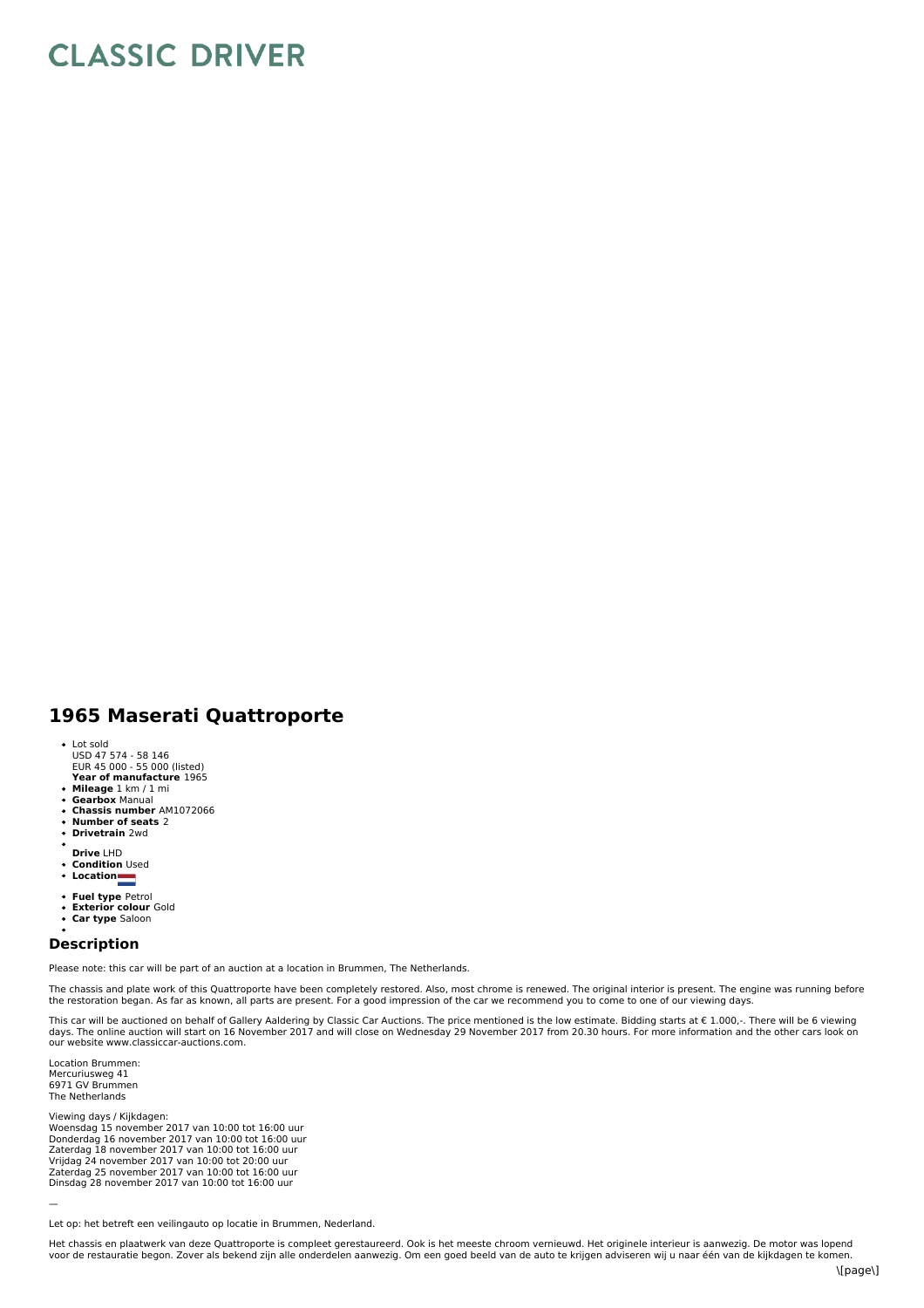# CLASSIC DRIVER

## 1965 Maserati Quattroporte

- Lot sold
  USD 47 574 - 58 146
  EUR 45 000 - 55 000 (listed)
  **Year of manufacture** 1965
- **Mileage** 1 km / 1 mi
- **Gearbox** Manual
- **Chassis number** AM1072066
- **Number of seats** 2
- **Drivetrain** 2wd
- 
  **Drive** LHD
- **Condition** Used
- **Location**
- **Fuel type** Petrol
- **Exterior colour** Gold
- **Car type** Saloon
- 

## Description

Please note: this car will be part of an auction at a location in Brummen, The Netherlands.

The chassis and plate work of this Quattroporte have been completely restored. Also, most chrome is renewed. The original interior is present. The engine was running before the restoration began. As far as known, all parts are present. For a good impression of the car we recommend you to come to one of our viewing days.

This car will be auctioned on behalf of Gallery Aaldering by Classic Car Auctions. The price mentioned is the low estimate. Bidding starts at € 1.000,-. There will be 6 viewing days. The online auction will start on 16 November 2017 and will close on Wednesday 29 November 2017 from 20.30 hours. For more information and the other cars look on our website www.classiccar-auctions.com.

Location Brummen:
Mercuriusweg 41
6971 GV Brummen
The Netherlands

Viewing days / Kijkdagen:
Woensdag 15 november 2017 van 10:00 tot 16:00 uur
Donderdag 16 november 2017 van 10:00 tot 16:00 uur
Zaterdag 18 november 2017 van 10:00 tot 16:00 uur
Vrijdag 24 november 2017 van 10:00 tot 20:00 uur
Zaterdag 25 november 2017 van 10:00 tot 16:00 uur
Dinsdag 28 november 2017 van 10:00 tot 16:00 uur

—

Let op: het betreft een veilingauto op locatie in Brummen, Nederland.

Het chassis en plaatwerk van deze Quattroporte is compleet gerestaureerd. Ook is het meeste chroom vernieuwd. Het originele interieur is aanwezig. De motor was lopend voor de restauratie begon. Zover als bekend zijn alle onderdelen aanwezig. Om een goed beeld van de auto te krijgen adviseren wij u naar één van de kijkdagen te komen.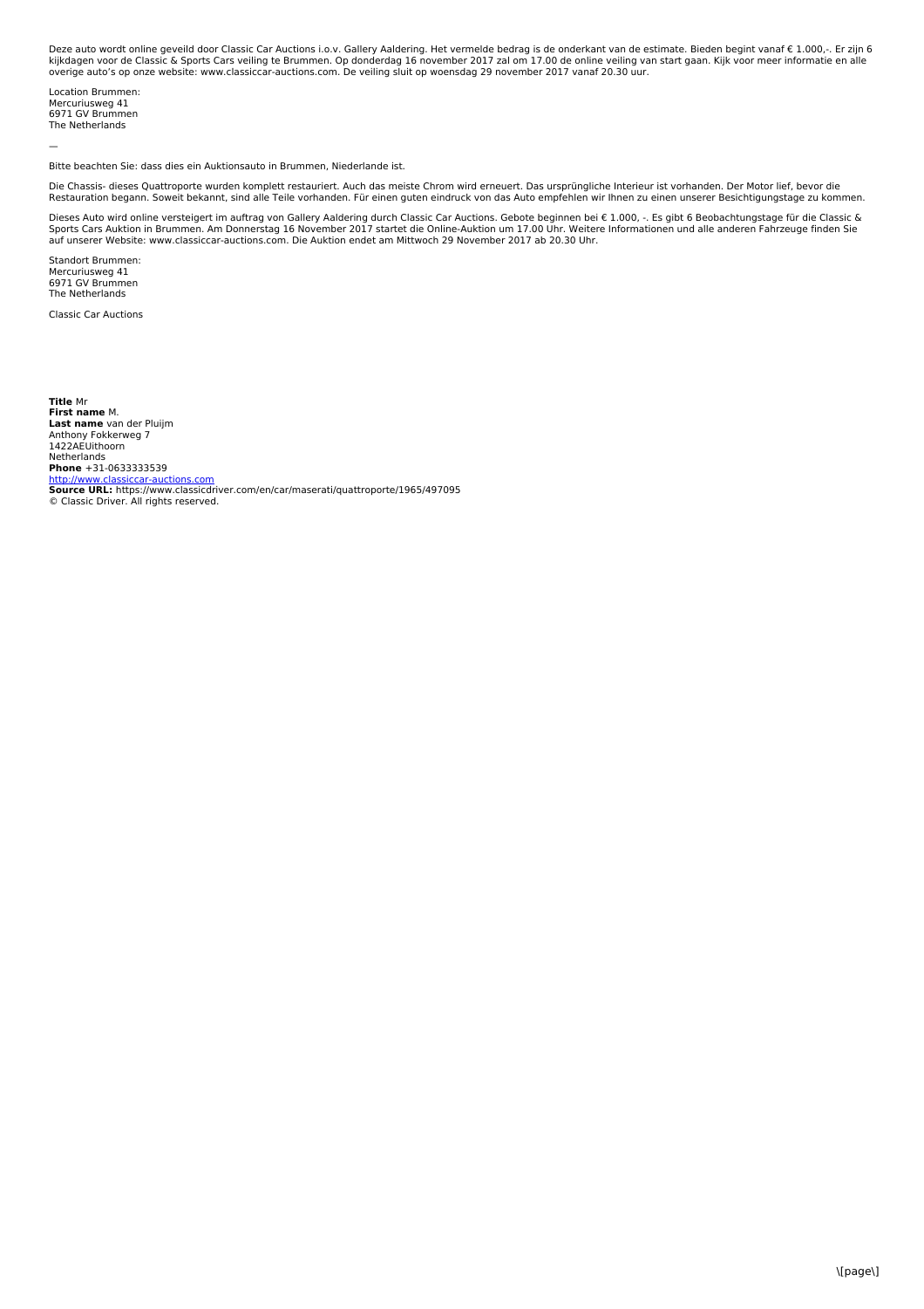Deze auto wordt online geveild door Classic Car Auctions i.o.v. Gallery Aaldering. Het vermelde bedrag is de onderkant van de estimate. Bieden begint vanaf € 1.000,-. Er zijn 6 kijkdagen voor de Classic & Sports Cars veiling te Brummen. Op donderdag 16 november 2017 zal om 17.00 de online veiling van start gaan. Kijk voor meer informatie en alle overige auto's op onze website: www.classiccar-auctions.com. De veiling sluit op woensdag 29 november 2017 vanaf 20.30 uur.

Location Brummen:
Mercuriusweg 41
6971 GV Brummen
The Netherlands

—

Bitte beachten Sie: dass dies ein Auktionsauto in Brummen, Niederlande ist.

Die Chassis- dieses Quattroporte wurden komplett restauriert. Auch das meiste Chrom wird erneuert. Das ursprüngliche Interieur ist vorhanden. Der Motor lief, bevor die Restauration begann. Soweit bekannt, sind alle Teile vorhanden. Für einen guten eindruck von das Auto empfehlen wir Ihnen zu einen unserer Besichtigungstage zu kommen.

Dieses Auto wird online versteigert im auftrag von Gallery Aaldering durch Classic Car Auctions. Gebote beginnen bei € 1.000, -. Es gibt 6 Beobachtungstage für die Classic & Sports Cars Auktion in Brummen. Am Donnerstag 16 November 2017 startet die Online-Auktion um 17.00 Uhr. Weitere Informationen und alle anderen Fahrzeuge finden Sie auf unserer Website: www.classiccar-auctions.com. Die Auktion endet am Mittwoch 29 November 2017 ab 20.30 Uhr.

Standort Brummen:
Mercuriusweg 41
6971 GV Brummen
The Netherlands

Classic Car Auctions

**Title** Mr
**First name** M.
**Last name** van der Pluijm
Anthony Fokkerweg 7
1422AEUithoorn
Netherlands
**Phone** +31-0633333539
http://www.classiccar-auctions.com
**Source URL:** https://www.classicdriver.com/en/car/maserati/quattroporte/1965/497095
© Classic Driver. All rights reserved.